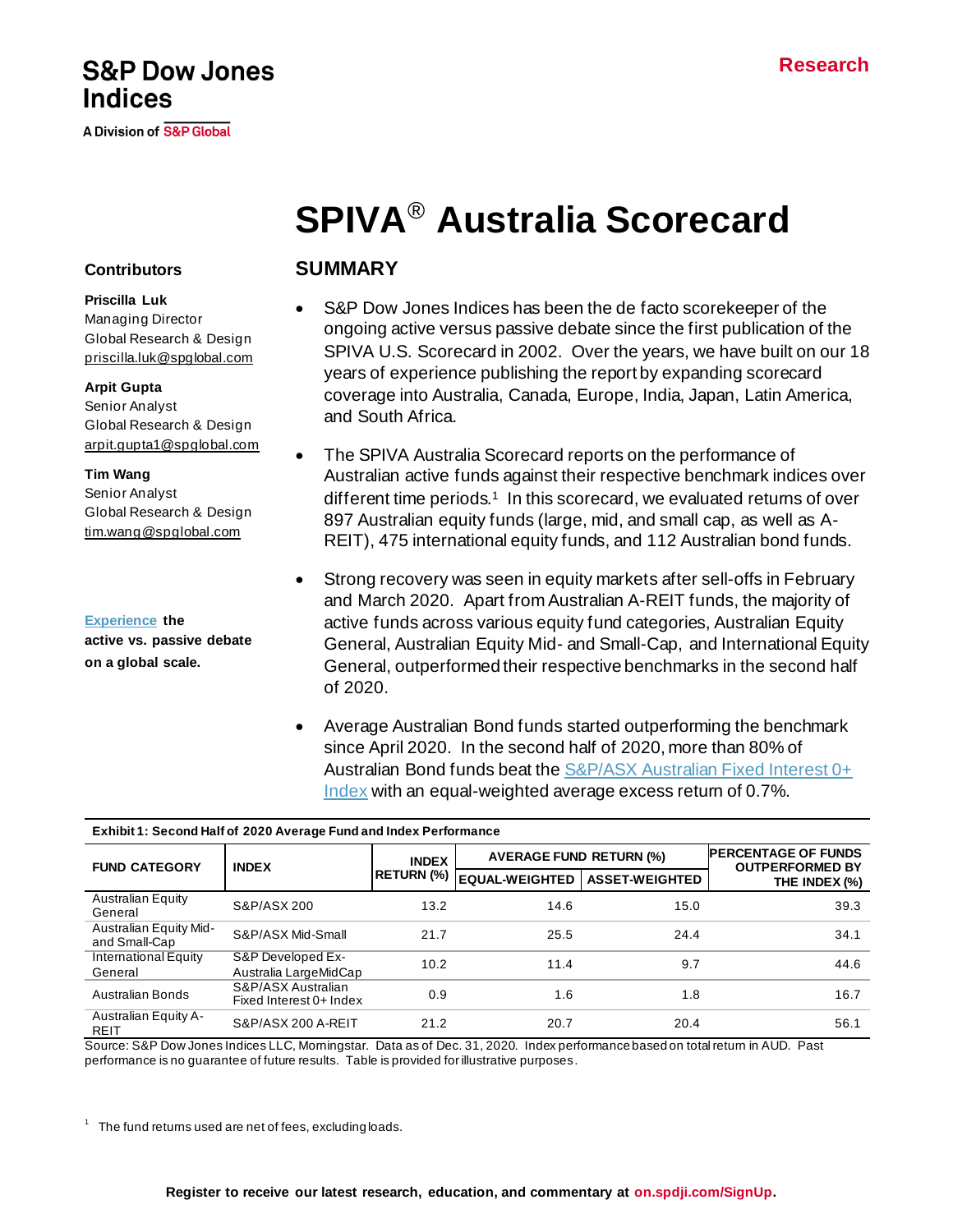S&P Dow Jones Indices

A Division of S&P Global

Research

# SPIVA® Australia Scorecard

**Contributors**

**Priscilla Luk**
Managing Director
Global Research & Design
priscilla.luk@spglobal.com

**Arpit Gupta**
Senior Analyst
Global Research & Design
arpit.gupta1@spglobal.com

**Tim Wang**
Senior Analyst
Global Research & Design
tim.wang@spglobal.com

**Experience the active vs. passive debate on a global scale.**

## SUMMARY

- S&P Dow Jones Indices has been the de facto scorekeeper of the ongoing active versus passive debate since the first publication of the SPIVA U.S. Scorecard in 2002. Over the years, we have built on our 18 years of experience publishing the report by expanding scorecard coverage into Australia, Canada, Europe, India, Japan, Latin America, and South Africa.
- The SPIVA Australia Scorecard reports on the performance of Australian active funds against their respective benchmark indices over different time periods.[1] In this scorecard, we evaluated returns of over 897 Australian equity funds (large, mid, and small cap, as well as A-REIT), 475 international equity funds, and 112 Australian bond funds.
- Strong recovery was seen in equity markets after sell-offs in February and March 2020. Apart from Australian A-REIT funds, the majority of active funds across various equity fund categories, Australian Equity General, Australian Equity Mid- and Small-Cap, and International Equity General, outperformed their respective benchmarks in the second half of 2020.
- Average Australian Bond funds started outperforming the benchmark since April 2020. In the second half of 2020, more than 80% of Australian Bond funds beat the S&P/ASX Australian Fixed Interest 0+ Index with an equal-weighted average excess return of 0.7%.

**Exhibit 1: Second Half of 2020 Average Fund and Index Performance**

| FUND CATEGORY | INDEX | INDEX RETURN (%) | AVERAGE FUND RETURN (%) | | PERCENTAGE OF FUNDS OUTPERFORMED BY THE INDEX (%) |
|---|---|---|---|---|---|
| | | | EQUAL-WEIGHTED | ASSET-WEIGHTED | |
| Australian Equity General | S&P/ASX 200 | 13.2 | 14.6 | 15.0 | 39.3 |
| Australian Equity Mid- and Small-Cap | S&P/ASX Mid-Small | 21.7 | 25.5 | 24.4 | 34.1 |
| International Equity General | S&P Developed Ex-Australia LargeMidCap | 10.2 | 11.4 | 9.7 | 44.6 |
| Australian Bonds | S&P/ASX Australian Fixed Interest 0+ Index | 0.9 | 1.6 | 1.8 | 16.7 |
| Australian Equity A-REIT | S&P/ASX 200 A-REIT | 21.2 | 20.7 | 20.4 | 56.1 |

Source: S&P Dow Jones Indices LLC, Morningstar. Data as of Dec. 31, 2020. Index performance based on total return in AUD. Past performance is no guarantee of future results. Table is provided for illustrative purposes.

[1] The fund returns used are net of fees, excluding loads.

Register to receive our latest research, education, and commentary at on.spdji.com/SignUp.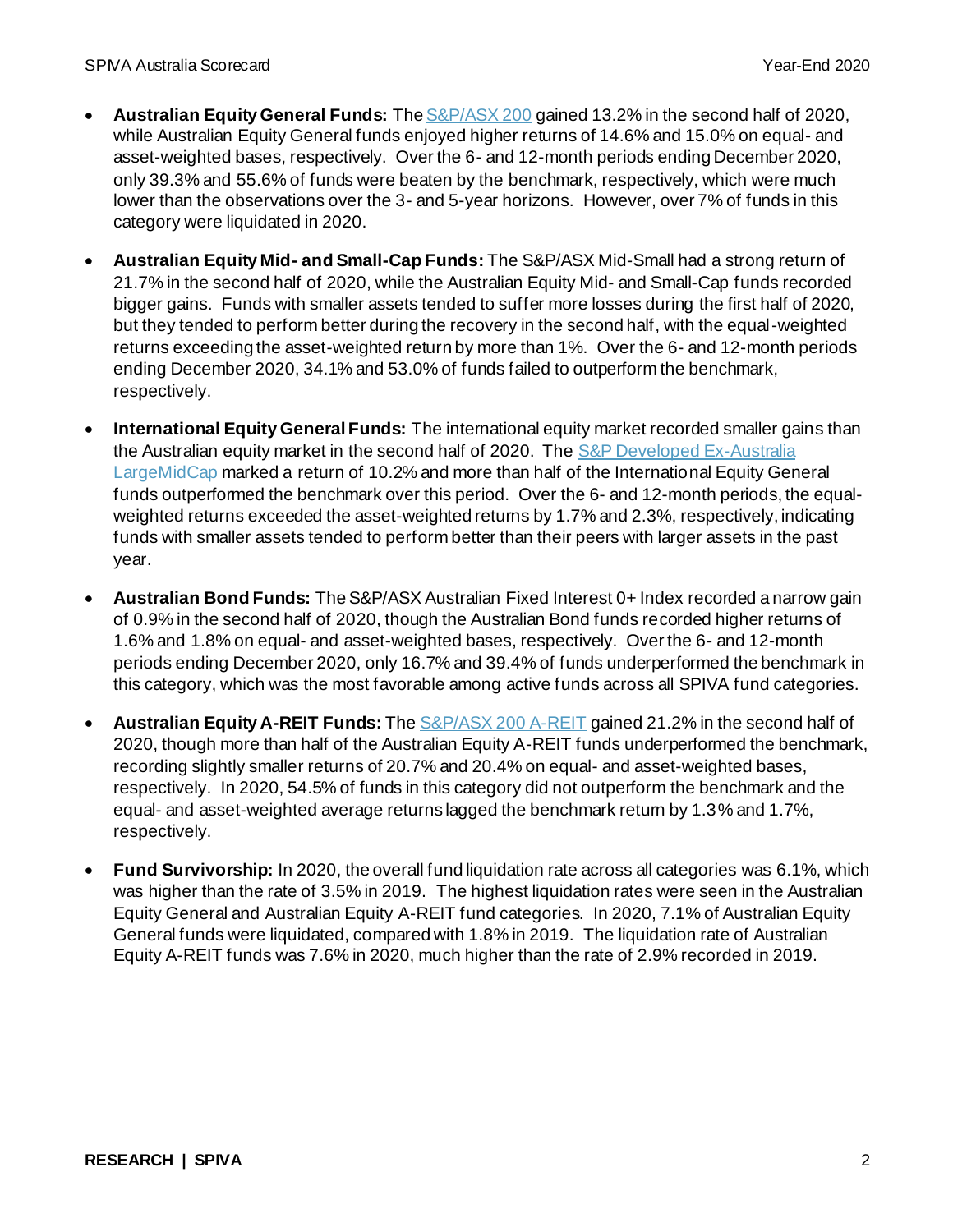- **Australian Equity General Funds:** The S&P/ASX 200 gained 13.2% in the second half of 2020, while Australian Equity General funds enjoyed higher returns of 14.6% and 15.0% on equal- and asset-weighted bases, respectively. Over the 6- and 12-month periods ending December 2020, only 39.3% and 55.6% of funds were beaten by the benchmark, respectively, which were much lower than the observations over the 3- and 5-year horizons. However, over 7% of funds in this category were liquidated in 2020.

- **Australian Equity Mid- and Small-Cap Funds:** The S&P/ASX Mid-Small had a strong return of 21.7% in the second half of 2020, while the Australian Equity Mid- and Small-Cap funds recorded bigger gains. Funds with smaller assets tended to suffer more losses during the first half of 2020, but they tended to perform better during the recovery in the second half, with the equal-weighted returns exceeding the asset-weighted return by more than 1%. Over the 6- and 12-month periods ending December 2020, 34.1% and 53.0% of funds failed to outperform the benchmark, respectively.

- **International Equity General Funds:** The international equity market recorded smaller gains than the Australian equity market in the second half of 2020. The S&P Developed Ex-Australia LargeMidCap marked a return of 10.2% and more than half of the International Equity General funds outperformed the benchmark over this period. Over the 6- and 12-month periods, the equal-weighted returns exceeded the asset-weighted returns by 1.7% and 2.3%, respectively, indicating funds with smaller assets tended to perform better than their peers with larger assets in the past year.

- **Australian Bond Funds:** The S&P/ASX Australian Fixed Interest 0+ Index recorded a narrow gain of 0.9% in the second half of 2020, though the Australian Bond funds recorded higher returns of 1.6% and 1.8% on equal- and asset-weighted bases, respectively. Over the 6- and 12-month periods ending December 2020, only 16.7% and 39.4% of funds underperformed the benchmark in this category, which was the most favorable among active funds across all SPIVA fund categories.

- **Australian Equity A-REIT Funds:** The S&P/ASX 200 A-REIT gained 21.2% in the second half of 2020, though more than half of the Australian Equity A-REIT funds underperformed the benchmark, recording slightly smaller returns of 20.7% and 20.4% on equal- and asset-weighted bases, respectively. In 2020, 54.5% of funds in this category did not outperform the benchmark and the equal- and asset-weighted average returns lagged the benchmark return by 1.3% and 1.7%, respectively.

- **Fund Survivorship:** In 2020, the overall fund liquidation rate across all categories was 6.1%, which was higher than the rate of 3.5% in 2019. The highest liquidation rates were seen in the Australian Equity General and Australian Equity A-REIT fund categories. In 2020, 7.1% of Australian Equity General funds were liquidated, compared with 1.8% in 2019. The liquidation rate of Australian Equity A-REIT funds was 7.6% in 2020, much higher than the rate of 2.9% recorded in 2019.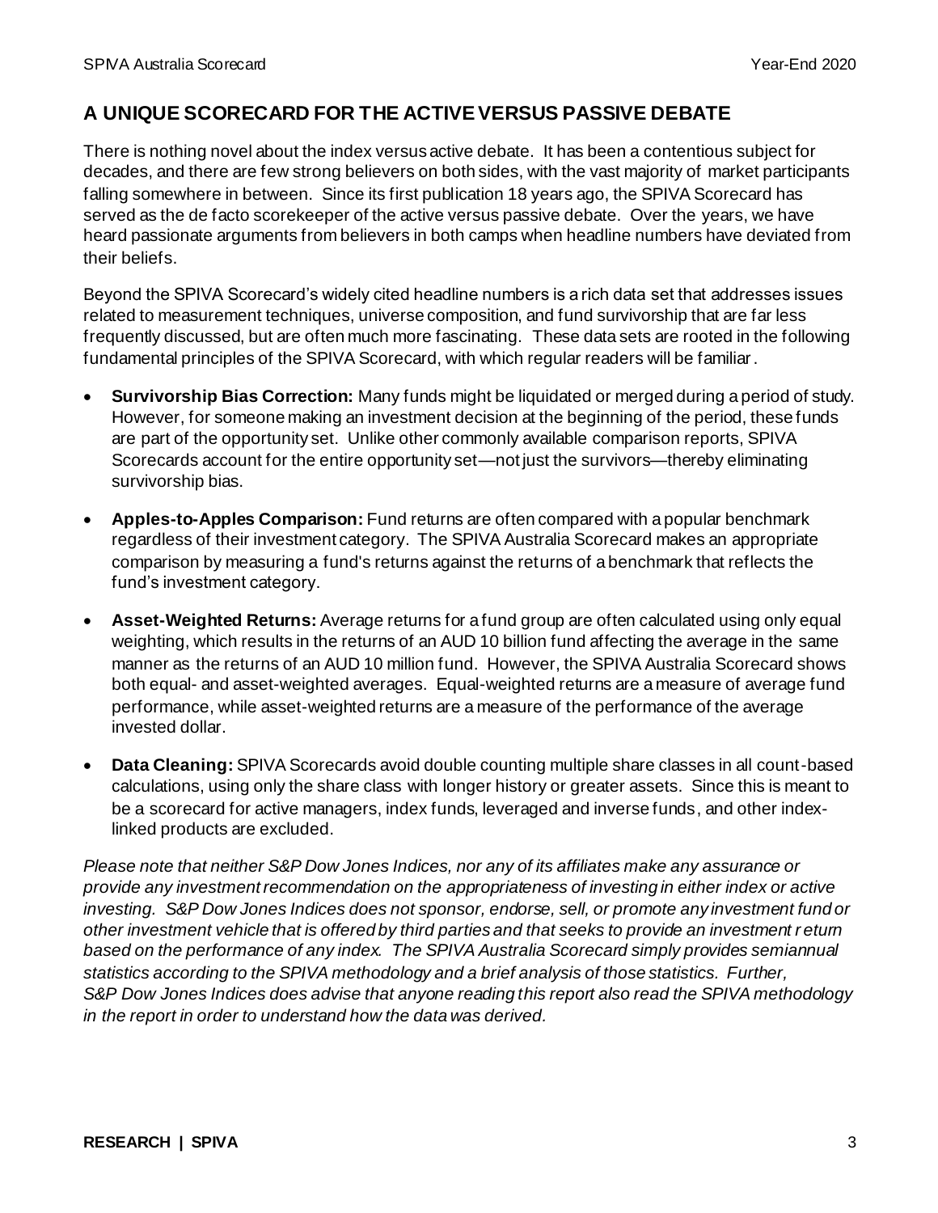## A UNIQUE SCORECARD FOR THE ACTIVE VERSUS PASSIVE DEBATE

There is nothing novel about the index versus active debate. It has been a contentious subject for decades, and there are few strong believers on both sides, with the vast majority of market participants falling somewhere in between. Since its first publication 18 years ago, the SPIVA Scorecard has served as the de facto scorekeeper of the active versus passive debate. Over the years, we have heard passionate arguments from believers in both camps when headline numbers have deviated from their beliefs.

Beyond the SPIVA Scorecard's widely cited headline numbers is a rich data set that addresses issues related to measurement techniques, universe composition, and fund survivorship that are far less frequently discussed, but are often much more fascinating. These data sets are rooted in the following fundamental principles of the SPIVA Scorecard, with which regular readers will be familiar.

- **Survivorship Bias Correction:** Many funds might be liquidated or merged during a period of study. However, for someone making an investment decision at the beginning of the period, these funds are part of the opportunity set. Unlike other commonly available comparison reports, SPIVA Scorecards account for the entire opportunity set—not just the survivors—thereby eliminating survivorship bias.
- **Apples-to-Apples Comparison:** Fund returns are often compared with a popular benchmark regardless of their investment category. The SPIVA Australia Scorecard makes an appropriate comparison by measuring a fund's returns against the returns of a benchmark that reflects the fund's investment category.
- **Asset-Weighted Returns:** Average returns for a fund group are often calculated using only equal weighting, which results in the returns of an AUD 10 billion fund affecting the average in the same manner as the returns of an AUD 10 million fund. However, the SPIVA Australia Scorecard shows both equal- and asset-weighted averages. Equal-weighted returns are a measure of average fund performance, while asset-weighted returns are a measure of the performance of the average invested dollar.
- **Data Cleaning:** SPIVA Scorecards avoid double counting multiple share classes in all count-based calculations, using only the share class with longer history or greater assets. Since this is meant to be a scorecard for active managers, index funds, leveraged and inverse funds, and other index-linked products are excluded.

*Please note that neither S&P Dow Jones Indices, nor any of its affiliates make any assurance or provide any investment recommendation on the appropriateness of investing in either index or active investing. S&P Dow Jones Indices does not sponsor, endorse, sell, or promote any investment fund or other investment vehicle that is offered by third parties and that seeks to provide an investment return based on the performance of any index. The SPIVA Australia Scorecard simply provides semiannual statistics according to the SPIVA methodology and a brief analysis of those statistics. Further, S&P Dow Jones Indices does advise that anyone reading this report also read the SPIVA methodology in the report in order to understand how the data was derived.*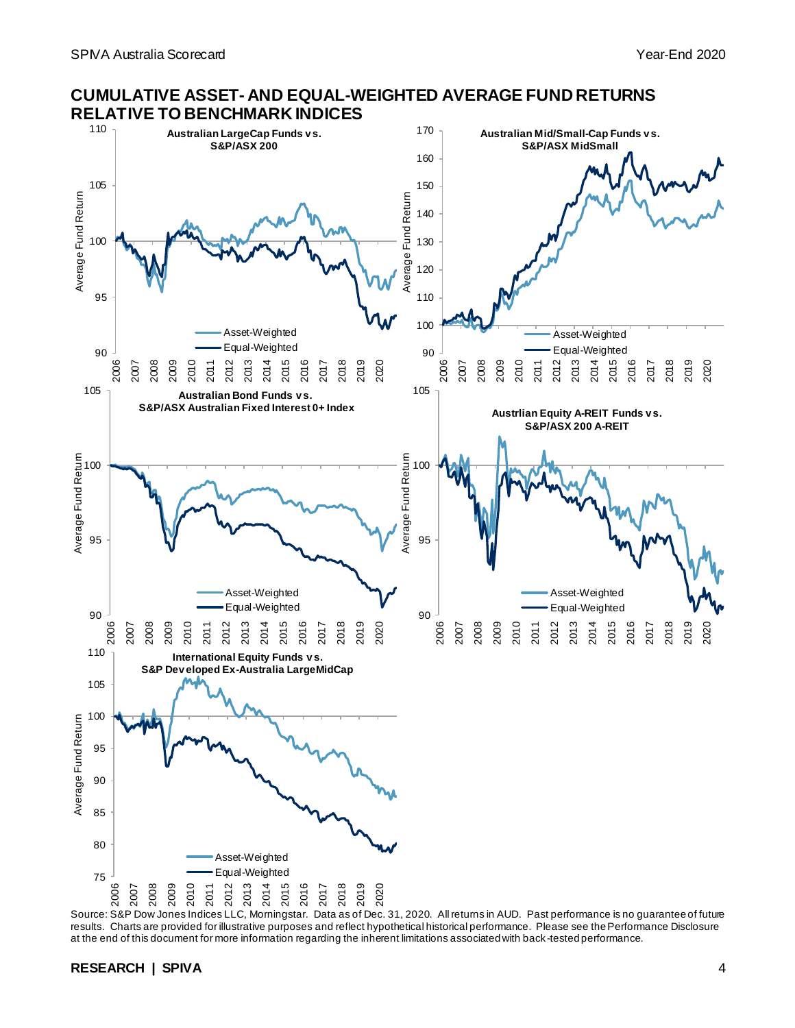## CUMULATIVE ASSET- AND EQUAL-WEIGHTED AVERAGE FUND RETURNS RELATIVE TO BENCHMARK INDICES

**Australian LargeCap Funds vs. S&P/ASX 200**

**Australian Mid/Small-Cap Funds vs. S&P/ASX MidSmall**

**Australian Bond Funds vs. S&P/ASX Australian Fixed Interest 0+ Index**

**Austrlian Equity A-REIT Funds vs. S&P/ASX 200 A-REIT**

**International Equity Funds vs. S&P Developed Ex-Australia LargeMidCap**

Source: S&P Dow Jones Indices LLC, Morningstar. Data as of Dec. 31, 2020. All returns in AUD. Past performance is no guarantee of future results. Charts are provided for illustrative purposes and reflect hypothetical historical performance. Please see the Performance Disclosure at the end of this document for more information regarding the inherent limitations associated with back-tested performance.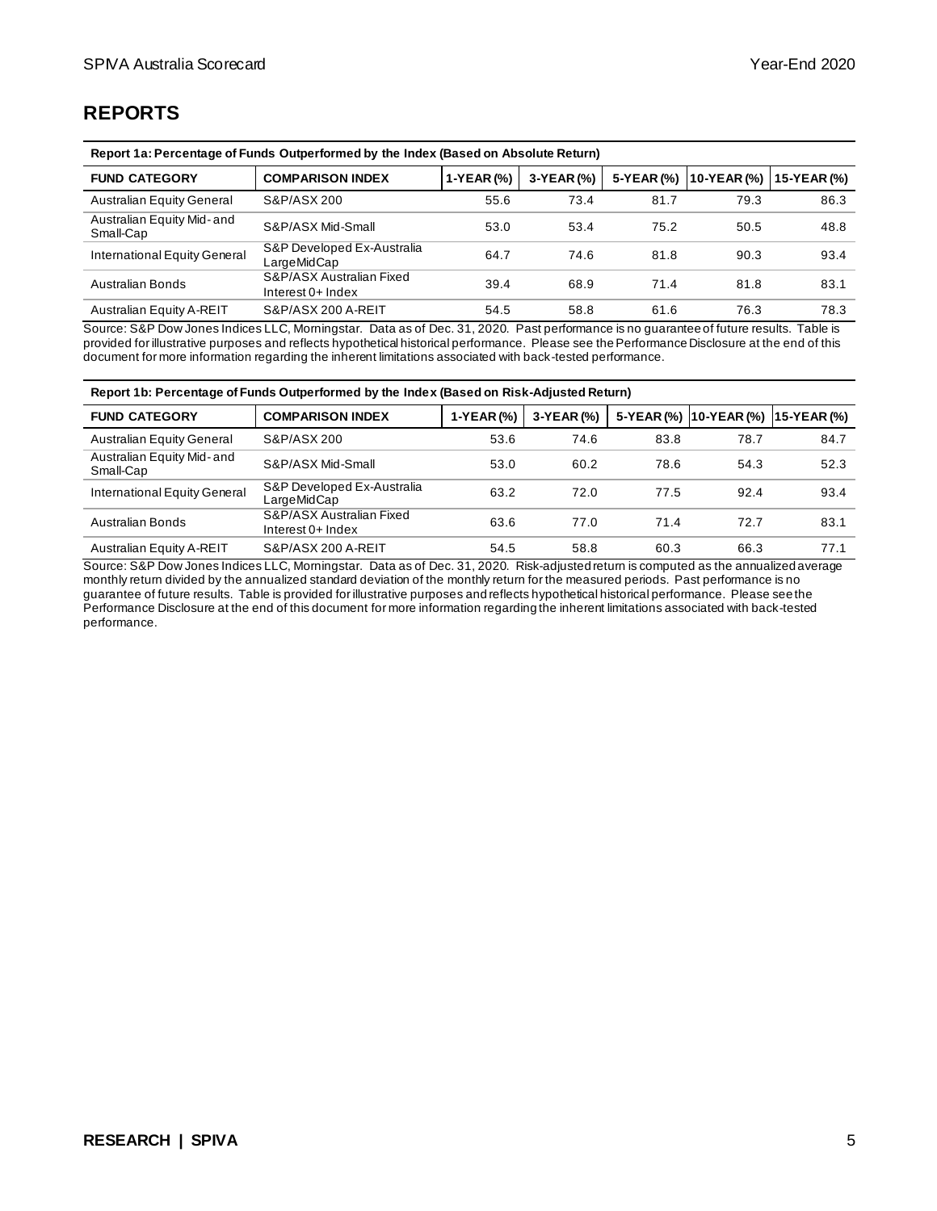## REPORTS

**Report 1a: Percentage of Funds Outperformed by the Index (Based on Absolute Return)**

| FUND CATEGORY | COMPARISON INDEX | 1-YEAR (%) | 3-YEAR (%) | 5-YEAR (%) | 10-YEAR (%) | 15-YEAR (%) |
|---|---|---|---|---|---|---|
| Australian Equity General | S&P/ASX 200 | 55.6 | 73.4 | 81.7 | 79.3 | 86.3 |
| Australian Equity Mid- and Small-Cap | S&P/ASX Mid-Small | 53.0 | 53.4 | 75.2 | 50.5 | 48.8 |
| International Equity General | S&P Developed Ex-Australia LargeMidCap | 64.7 | 74.6 | 81.8 | 90.3 | 93.4 |
| Australian Bonds | S&P/ASX Australian Fixed Interest 0+ Index | 39.4 | 68.9 | 71.4 | 81.8 | 83.1 |
| Australian Equity A-REIT | S&P/ASX 200 A-REIT | 54.5 | 58.8 | 61.6 | 76.3 | 78.3 |

Source: S&P Dow Jones Indices LLC, Morningstar. Data as of Dec. 31, 2020. Past performance is no guarantee of future results. Table is provided for illustrative purposes and reflects hypothetical historical performance. Please see the Performance Disclosure at the end of this document for more information regarding the inherent limitations associated with back-tested performance.

**Report 1b: Percentage of Funds Outperformed by the Index (Based on Risk-Adjusted Return)**

| FUND CATEGORY | COMPARISON INDEX | 1-YEAR (%) | 3-YEAR (%) | 5-YEAR (%) | 10-YEAR (%) | 15-YEAR (%) |
|---|---|---|---|---|---|---|
| Australian Equity General | S&P/ASX 200 | 53.6 | 74.6 | 83.8 | 78.7 | 84.7 |
| Australian Equity Mid- and Small-Cap | S&P/ASX Mid-Small | 53.0 | 60.2 | 78.6 | 54.3 | 52.3 |
| International Equity General | S&P Developed Ex-Australia LargeMidCap | 63.2 | 72.0 | 77.5 | 92.4 | 93.4 |
| Australian Bonds | S&P/ASX Australian Fixed Interest 0+ Index | 63.6 | 77.0 | 71.4 | 72.7 | 83.1 |
| Australian Equity A-REIT | S&P/ASX 200 A-REIT | 54.5 | 58.8 | 60.3 | 66.3 | 77.1 |

Source: S&P Dow Jones Indices LLC, Morningstar. Data as of Dec. 31, 2020. Risk-adjusted return is computed as the annualized average monthly return divided by the annualized standard deviation of the monthly return for the measured periods. Past performance is no guarantee of future results. Table is provided for illustrative purposes and reflects hypothetical historical performance. Please see the Performance Disclosure at the end of this document for more information regarding the inherent limitations associated with back-tested performance.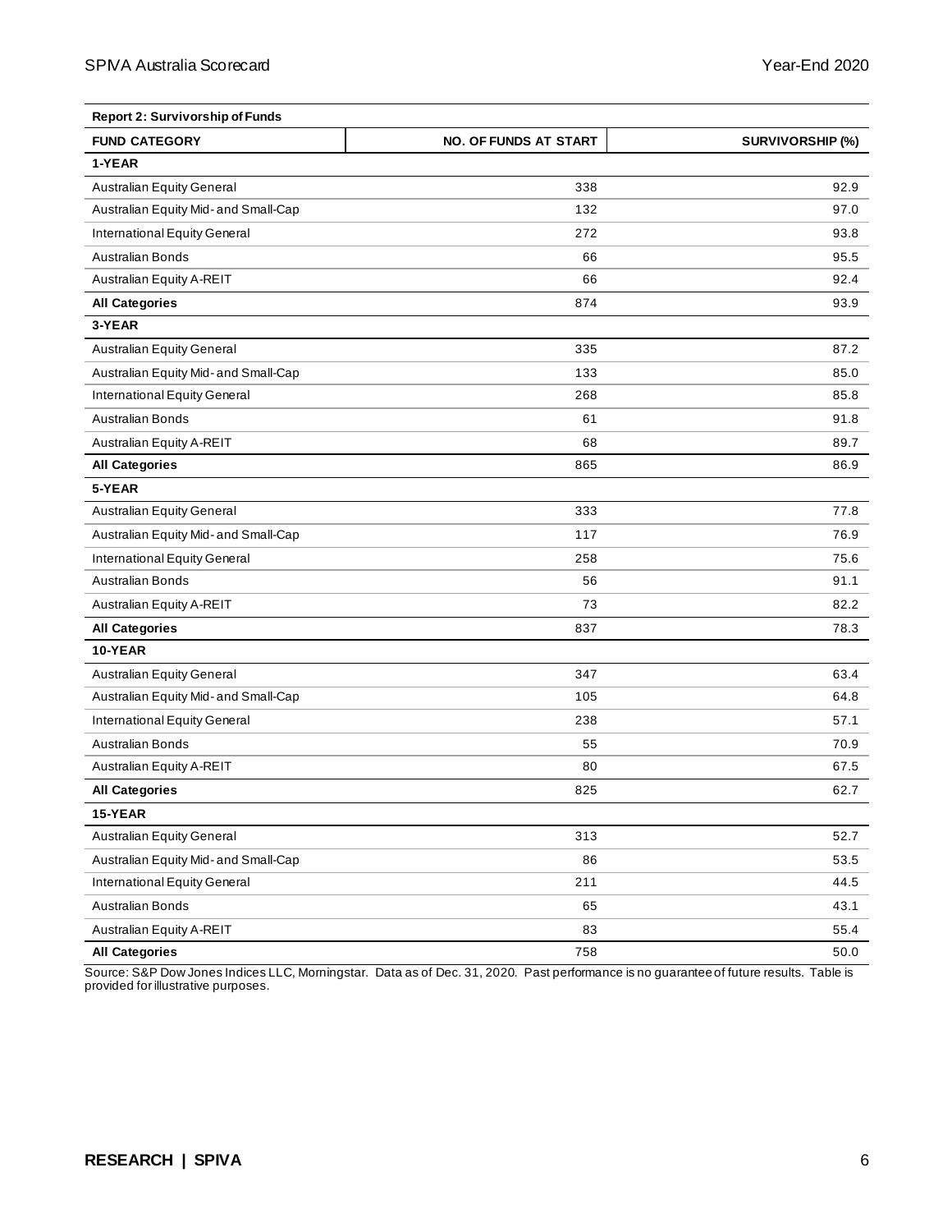**Report 2: Survivorship of Funds**

| FUND CATEGORY | NO. OF FUNDS AT START | SURVIVORSHIP (%) |
|---|---|---|
| **1-YEAR** | | |
| Australian Equity General | 338 | 92.9 |
| Australian Equity Mid- and Small-Cap | 132 | 97.0 |
| International Equity General | 272 | 93.8 |
| Australian Bonds | 66 | 95.5 |
| Australian Equity A-REIT | 66 | 92.4 |
| **All Categories** | 874 | 93.9 |
| **3-YEAR** | | |
| Australian Equity General | 335 | 87.2 |
| Australian Equity Mid- and Small-Cap | 133 | 85.0 |
| International Equity General | 268 | 85.8 |
| Australian Bonds | 61 | 91.8 |
| Australian Equity A-REIT | 68 | 89.7 |
| **All Categories** | 865 | 86.9 |
| **5-YEAR** | | |
| Australian Equity General | 333 | 77.8 |
| Australian Equity Mid- and Small-Cap | 117 | 76.9 |
| International Equity General | 258 | 75.6 |
| Australian Bonds | 56 | 91.1 |
| Australian Equity A-REIT | 73 | 82.2 |
| **All Categories** | 837 | 78.3 |
| **10-YEAR** | | |
| Australian Equity General | 347 | 63.4 |
| Australian Equity Mid- and Small-Cap | 105 | 64.8 |
| International Equity General | 238 | 57.1 |
| Australian Bonds | 55 | 70.9 |
| Australian Equity A-REIT | 80 | 67.5 |
| **All Categories** | 825 | 62.7 |
| **15-YEAR** | | |
| Australian Equity General | 313 | 52.7 |
| Australian Equity Mid- and Small-Cap | 86 | 53.5 |
| International Equity General | 211 | 44.5 |
| Australian Bonds | 65 | 43.1 |
| Australian Equity A-REIT | 83 | 55.4 |
| **All Categories** | 758 | 50.0 |

Source: S&P Dow Jones Indices LLC, Morningstar. Data as of Dec. 31, 2020. Past performance is no guarantee of future results. Table is provided for illustrative purposes.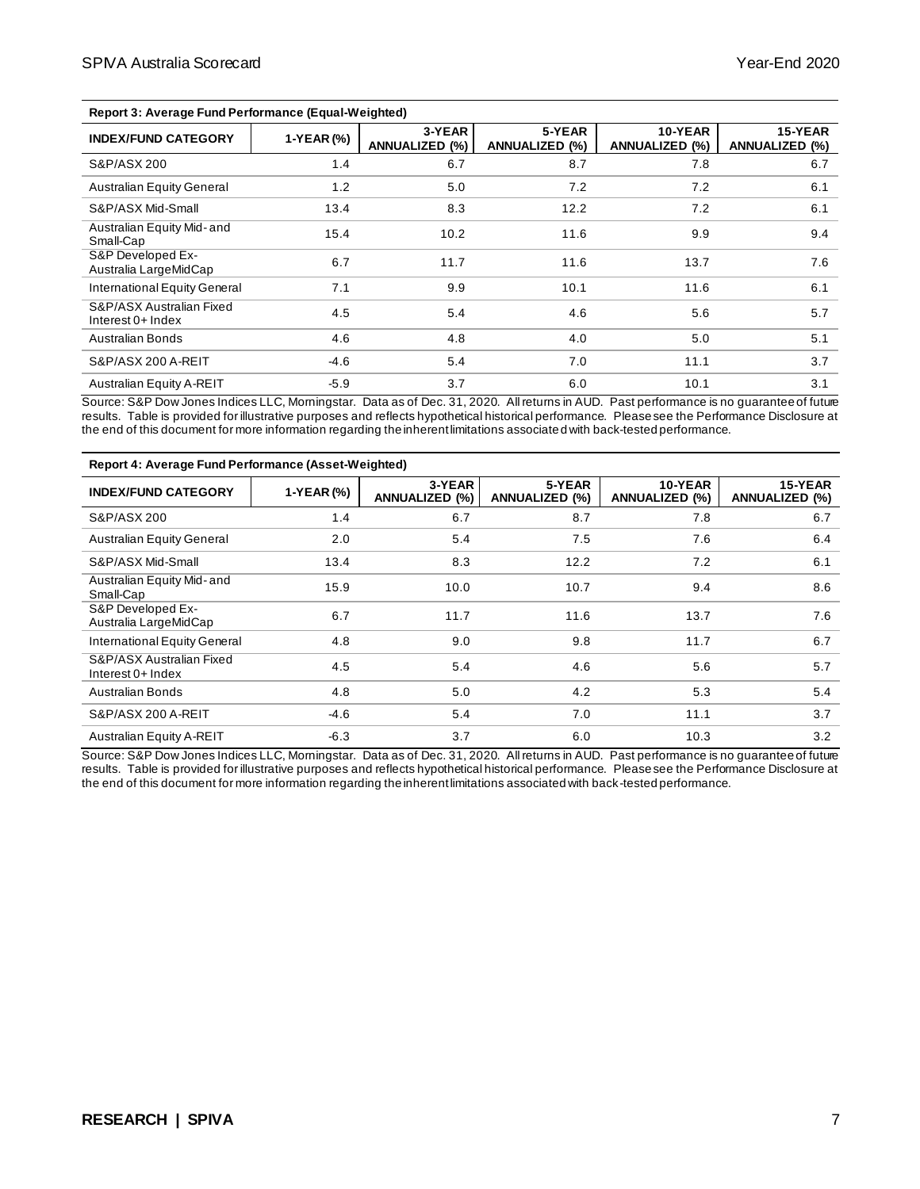**Report 3: Average Fund Performance (Equal-Weighted)**

| INDEX/FUND CATEGORY | 1-YEAR (%) | 3-YEAR ANNUALIZED (%) | 5-YEAR ANNUALIZED (%) | 10-YEAR ANNUALIZED (%) | 15-YEAR ANNUALIZED (%) |
|---|---|---|---|---|---|
| S&P/ASX 200 | 1.4 | 6.7 | 8.7 | 7.8 | 6.7 |
| Australian Equity General | 1.2 | 5.0 | 7.2 | 7.2 | 6.1 |
| S&P/ASX Mid-Small | 13.4 | 8.3 | 12.2 | 7.2 | 6.1 |
| Australian Equity Mid- and Small-Cap | 15.4 | 10.2 | 11.6 | 9.9 | 9.4 |
| S&P Developed Ex-Australia LargeMidCap | 6.7 | 11.7 | 11.6 | 13.7 | 7.6 |
| International Equity General | 7.1 | 9.9 | 10.1 | 11.6 | 6.1 |
| S&P/ASX Australian Fixed Interest 0+ Index | 4.5 | 5.4 | 4.6 | 5.6 | 5.7 |
| Australian Bonds | 4.6 | 4.8 | 4.0 | 5.0 | 5.1 |
| S&P/ASX 200 A-REIT | -4.6 | 5.4 | 7.0 | 11.1 | 3.7 |
| Australian Equity A-REIT | -5.9 | 3.7 | 6.0 | 10.1 | 3.1 |

Source: S&P Dow Jones Indices LLC, Morningstar. Data as of Dec. 31, 2020. All returns in AUD. Past performance is no guarantee of future results. Table is provided for illustrative purposes and reflects hypothetical historical performance. Please see the Performance Disclosure at the end of this document for more information regarding the inherent limitations associated with back-tested performance.

**Report 4: Average Fund Performance (Asset-Weighted)**

| INDEX/FUND CATEGORY | 1-YEAR (%) | 3-YEAR ANNUALIZED (%) | 5-YEAR ANNUALIZED (%) | 10-YEAR ANNUALIZED (%) | 15-YEAR ANNUALIZED (%) |
|---|---|---|---|---|---|
| S&P/ASX 200 | 1.4 | 6.7 | 8.7 | 7.8 | 6.7 |
| Australian Equity General | 2.0 | 5.4 | 7.5 | 7.6 | 6.4 |
| S&P/ASX Mid-Small | 13.4 | 8.3 | 12.2 | 7.2 | 6.1 |
| Australian Equity Mid- and Small-Cap | 15.9 | 10.0 | 10.7 | 9.4 | 8.6 |
| S&P Developed Ex-Australia LargeMidCap | 6.7 | 11.7 | 11.6 | 13.7 | 7.6 |
| International Equity General | 4.8 | 9.0 | 9.8 | 11.7 | 6.7 |
| S&P/ASX Australian Fixed Interest 0+ Index | 4.5 | 5.4 | 4.6 | 5.6 | 5.7 |
| Australian Bonds | 4.8 | 5.0 | 4.2 | 5.3 | 5.4 |
| S&P/ASX 200 A-REIT | -4.6 | 5.4 | 7.0 | 11.1 | 3.7 |
| Australian Equity A-REIT | -6.3 | 3.7 | 6.0 | 10.3 | 3.2 |

Source: S&P Dow Jones Indices LLC, Morningstar. Data as of Dec. 31, 2020. All returns in AUD. Past performance is no guarantee of future results. Table is provided for illustrative purposes and reflects hypothetical historical performance. Please see the Performance Disclosure at the end of this document for more information regarding the inherent limitations associated with back-tested performance.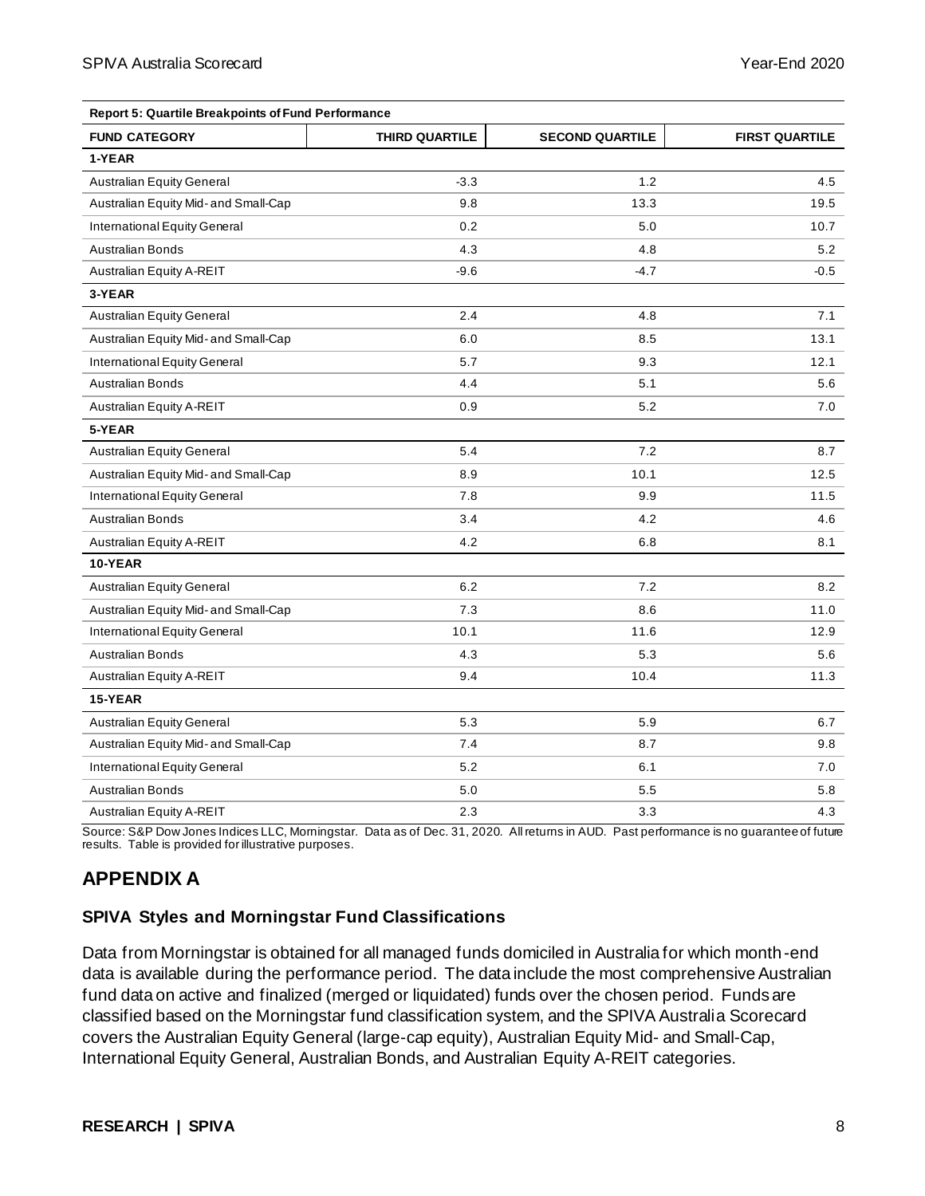**Report 5: Quartile Breakpoints of Fund Performance**

| FUND CATEGORY | THIRD QUARTILE | SECOND QUARTILE | FIRST QUARTILE |
|---|---|---|---|
| **1-YEAR** | | | |
| Australian Equity General | -3.3 | 1.2 | 4.5 |
| Australian Equity Mid- and Small-Cap | 9.8 | 13.3 | 19.5 |
| International Equity General | 0.2 | 5.0 | 10.7 |
| Australian Bonds | 4.3 | 4.8 | 5.2 |
| Australian Equity A-REIT | -9.6 | -4.7 | -0.5 |
| **3-YEAR** | | | |
| Australian Equity General | 2.4 | 4.8 | 7.1 |
| Australian Equity Mid- and Small-Cap | 6.0 | 8.5 | 13.1 |
| International Equity General | 5.7 | 9.3 | 12.1 |
| Australian Bonds | 4.4 | 5.1 | 5.6 |
| Australian Equity A-REIT | 0.9 | 5.2 | 7.0 |
| **5-YEAR** | | | |
| Australian Equity General | 5.4 | 7.2 | 8.7 |
| Australian Equity Mid- and Small-Cap | 8.9 | 10.1 | 12.5 |
| International Equity General | 7.8 | 9.9 | 11.5 |
| Australian Bonds | 3.4 | 4.2 | 4.6 |
| Australian Equity A-REIT | 4.2 | 6.8 | 8.1 |
| **10-YEAR** | | | |
| Australian Equity General | 6.2 | 7.2 | 8.2 |
| Australian Equity Mid- and Small-Cap | 7.3 | 8.6 | 11.0 |
| International Equity General | 10.1 | 11.6 | 12.9 |
| Australian Bonds | 4.3 | 5.3 | 5.6 |
| Australian Equity A-REIT | 9.4 | 10.4 | 11.3 |
| **15-YEAR** | | | |
| Australian Equity General | 5.3 | 5.9 | 6.7 |
| Australian Equity Mid- and Small-Cap | 7.4 | 8.7 | 9.8 |
| International Equity General | 5.2 | 6.1 | 7.0 |
| Australian Bonds | 5.0 | 5.5 | 5.8 |
| Australian Equity A-REIT | 2.3 | 3.3 | 4.3 |

Source: S&P Dow Jones Indices LLC, Morningstar. Data as of Dec. 31, 2020. All returns in AUD. Past performance is no guarantee of future results. Table is provided for illustrative purposes.

## APPENDIX A

### SPIVA Styles and Morningstar Fund Classifications

Data from Morningstar is obtained for all managed funds domiciled in Australia for which month-end data is available during the performance period. The data include the most comprehensive Australian fund data on active and finalized (merged or liquidated) funds over the chosen period. Funds are classified based on the Morningstar fund classification system, and the SPIVA Australia Scorecard covers the Australian Equity General (large-cap equity), Australian Equity Mid- and Small-Cap, International Equity General, Australian Bonds, and Australian Equity A-REIT categories.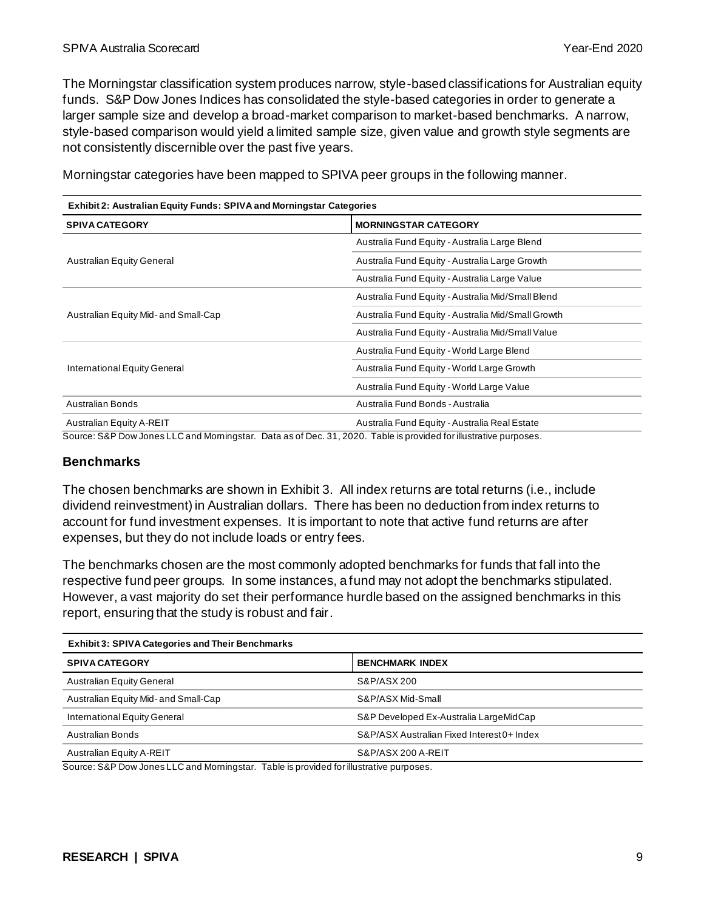The Morningstar classification system produces narrow, style-based classifications for Australian equity funds. S&P Dow Jones Indices has consolidated the style-based categories in order to generate a larger sample size and develop a broad-market comparison to market-based benchmarks. A narrow, style-based comparison would yield a limited sample size, given value and growth style segments are not consistently discernible over the past five years.

Morningstar categories have been mapped to SPIVA peer groups in the following manner.

**Exhibit 2: Australian Equity Funds: SPIVA and Morningstar Categories**

| SPIVA CATEGORY | MORNINGSTAR CATEGORY |
|---|---|
| Australian Equity General | Australia Fund Equity - Australia Large Blend |
| | Australia Fund Equity - Australia Large Growth |
| | Australia Fund Equity - Australia Large Value |
| Australian Equity Mid- and Small-Cap | Australia Fund Equity - Australia Mid/Small Blend |
| | Australia Fund Equity - Australia Mid/Small Growth |
| | Australia Fund Equity - Australia Mid/Small Value |
| International Equity General | Australia Fund Equity - World Large Blend |
| | Australia Fund Equity - World Large Growth |
| | Australia Fund Equity - World Large Value |
| Australian Bonds | Australia Fund Bonds - Australia |
| Australian Equity A-REIT | Australia Fund Equity - Australia Real Estate |

Source: S&P Dow Jones LLC and Morningstar. Data as of Dec. 31, 2020. Table is provided for illustrative purposes.

## Benchmarks

The chosen benchmarks are shown in Exhibit 3. All index returns are total returns (i.e., include dividend reinvestment) in Australian dollars. There has been no deduction from index returns to account for fund investment expenses. It is important to note that active fund returns are after expenses, but they do not include loads or entry fees.

The benchmarks chosen are the most commonly adopted benchmarks for funds that fall into the respective fund peer groups. In some instances, a fund may not adopt the benchmarks stipulated. However, a vast majority do set their performance hurdle based on the assigned benchmarks in this report, ensuring that the study is robust and fair.

**Exhibit 3: SPIVA Categories and Their Benchmarks**

| SPIVA CATEGORY | BENCHMARK INDEX |
|---|---|
| Australian Equity General | S&P/ASX 200 |
| Australian Equity Mid- and Small-Cap | S&P/ASX Mid-Small |
| International Equity General | S&P Developed Ex-Australia LargeMidCap |
| Australian Bonds | S&P/ASX Australian Fixed Interest 0+ Index |
| Australian Equity A-REIT | S&P/ASX 200 A-REIT |

Source: S&P Dow Jones LLC and Morningstar. Table is provided for illustrative purposes.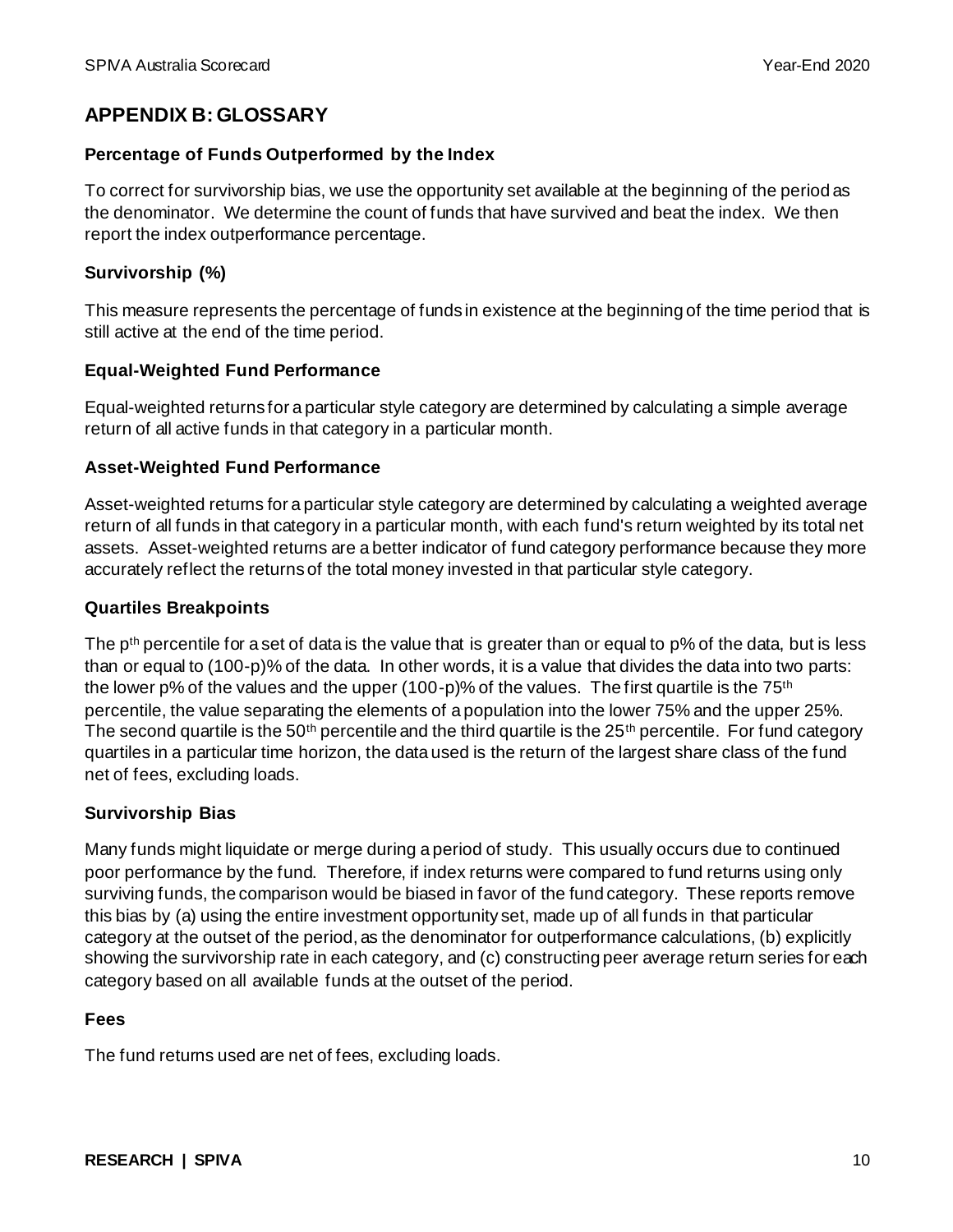## APPENDIX B: GLOSSARY

### Percentage of Funds Outperformed by the Index

To correct for survivorship bias, we use the opportunity set available at the beginning of the period as the denominator. We determine the count of funds that have survived and beat the index. We then report the index outperformance percentage.

### Survivorship (%)

This measure represents the percentage of funds in existence at the beginning of the time period that is still active at the end of the time period.

### Equal-Weighted Fund Performance

Equal-weighted returns for a particular style category are determined by calculating a simple average return of all active funds in that category in a particular month.

### Asset-Weighted Fund Performance

Asset-weighted returns for a particular style category are determined by calculating a weighted average return of all funds in that category in a particular month, with each fund's return weighted by its total net assets. Asset-weighted returns are a better indicator of fund category performance because they more accurately reflect the returns of the total money invested in that particular style category.

### Quartiles Breakpoints

The $p^{th}$ percentile for a set of data is the value that is greater than or equal to p% of the data, but is less than or equal to (100-p)% of the data. In other words, it is a value that divides the data into two parts: the lower p% of the values and the upper (100-p)% of the values. The first quartile is the $75^{th}$ percentile, the value separating the elements of a population into the lower 75% and the upper 25%. The second quartile is the $50^{th}$ percentile and the third quartile is the $25^{th}$ percentile. For fund category quartiles in a particular time horizon, the data used is the return of the largest share class of the fund net of fees, excluding loads.

### Survivorship Bias

Many funds might liquidate or merge during a period of study. This usually occurs due to continued poor performance by the fund. Therefore, if index returns were compared to fund returns using only surviving funds, the comparison would be biased in favor of the fund category. These reports remove this bias by (a) using the entire investment opportunity set, made up of all funds in that particular category at the outset of the period, as the denominator for outperformance calculations, (b) explicitly showing the survivorship rate in each category, and (c) constructing peer average return series for each category based on all available funds at the outset of the period.

### Fees

The fund returns used are net of fees, excluding loads.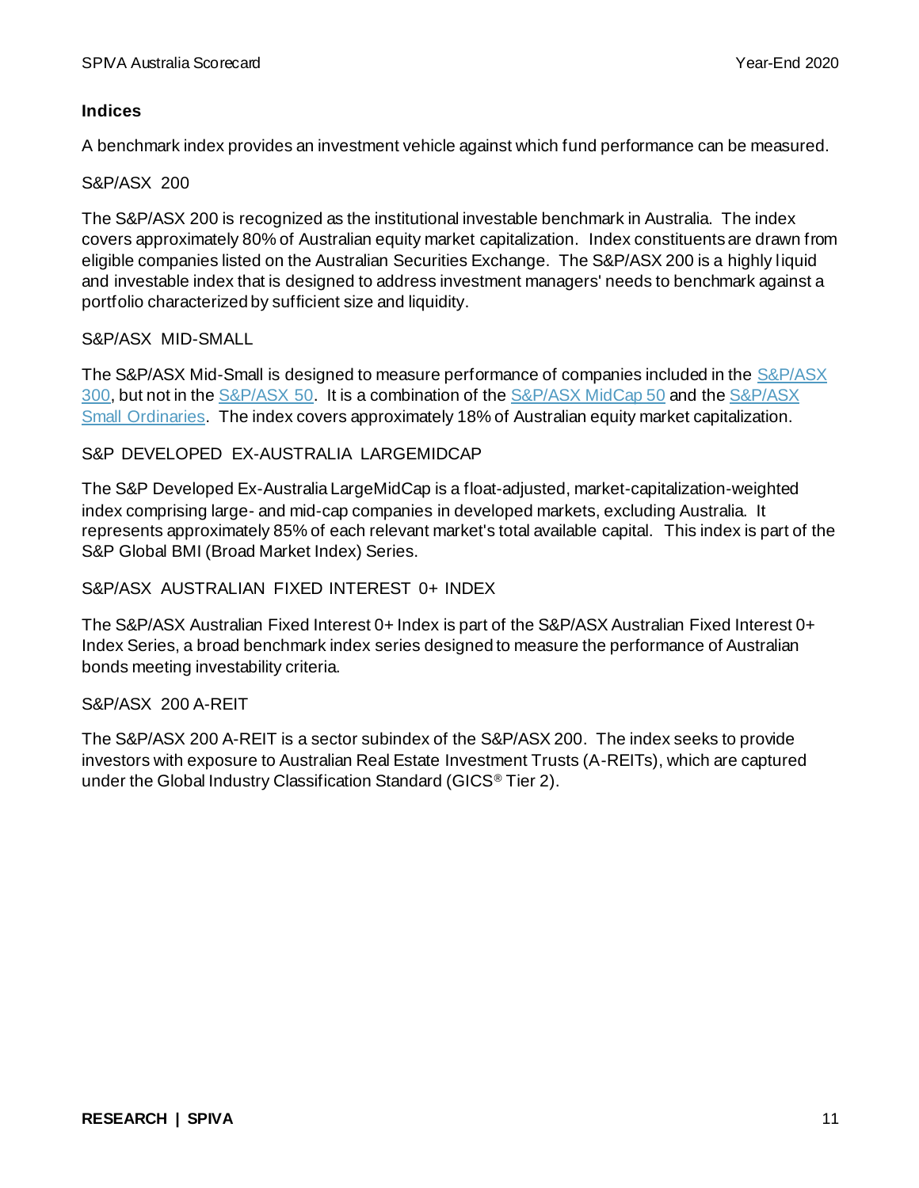## Indices

A benchmark index provides an investment vehicle against which fund performance can be measured.

### S&P/ASX 200

The S&P/ASX 200 is recognized as the institutional investable benchmark in Australia. The index covers approximately 80% of Australian equity market capitalization. Index constituents are drawn from eligible companies listed on the Australian Securities Exchange. The S&P/ASX 200 is a highly liquid and investable index that is designed to address investment managers' needs to benchmark against a portfolio characterized by sufficient size and liquidity.

### S&P/ASX MID-SMALL

The S&P/ASX Mid-Small is designed to measure performance of companies included in the S&P/ASX 300, but not in the S&P/ASX 50. It is a combination of the S&P/ASX MidCap 50 and the S&P/ASX Small Ordinaries. The index covers approximately 18% of Australian equity market capitalization.

### S&P DEVELOPED EX-AUSTRALIA LARGEMIDCAP

The S&P Developed Ex-Australia LargeMidCap is a float-adjusted, market-capitalization-weighted index comprising large- and mid-cap companies in developed markets, excluding Australia. It represents approximately 85% of each relevant market's total available capital. This index is part of the S&P Global BMI (Broad Market Index) Series.

### S&P/ASX AUSTRALIAN FIXED INTEREST 0+ INDEX

The S&P/ASX Australian Fixed Interest 0+ Index is part of the S&P/ASX Australian Fixed Interest 0+ Index Series, a broad benchmark index series designed to measure the performance of Australian bonds meeting investability criteria.

### S&P/ASX 200 A-REIT

The S&P/ASX 200 A-REIT is a sector subindex of the S&P/ASX 200. The index seeks to provide investors with exposure to Australian Real Estate Investment Trusts (A-REITs), which are captured under the Global Industry Classification Standard (GICS® Tier 2).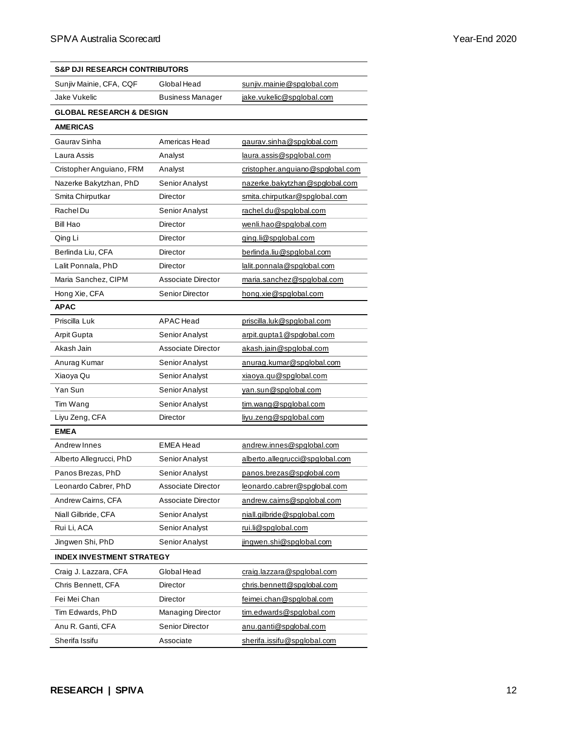| S&P DJI RESEARCH CONTRIBUTORS | | |
|---|---|---|
| Sunjiv Mainie, CFA, CQF | Global Head | sunjiv.mainie@spglobal.com |
| Jake Vukelic | Business Manager | jake.vukelic@spglobal.com |
| **GLOBAL RESEARCH & DESIGN** | | |
| **AMERICAS** | | |
| Gaurav Sinha | Americas Head | gaurav.sinha@spglobal.com |
| Laura Assis | Analyst | laura.assis@spglobal.com |
| Cristopher Anguiano, FRM | Analyst | cristopher.anguiano@spglobal.com |
| Nazerke Bakytzhan, PhD | Senior Analyst | nazerke.bakytzhan@spglobal.com |
| Smita Chirputkar | Director | smita.chirputkar@spglobal.com |
| Rachel Du | Senior Analyst | rachel.du@spglobal.com |
| Bill Hao | Director | wenli.hao@spglobal.com |
| Qing Li | Director | qing.li@spglobal.com |
| Berlinda Liu, CFA | Director | berlinda.liu@spglobal.com |
| Lalit Ponnala, PhD | Director | lalit.ponnala@spglobal.com |
| Maria Sanchez, CIPM | Associate Director | maria.sanchez@spglobal.com |
| Hong Xie, CFA | Senior Director | hong.xie@spglobal.com |
| **APAC** | | |
| Priscilla Luk | APAC Head | priscilla.luk@spglobal.com |
| Arpit Gupta | Senior Analyst | arpit.gupta1@spglobal.com |
| Akash Jain | Associate Director | akash.jain@spglobal.com |
| Anurag Kumar | Senior Analyst | anurag.kumar@spglobal.com |
| Xiaoya Qu | Senior Analyst | xiaoya.qu@spglobal.com |
| Yan Sun | Senior Analyst | yan.sun@spglobal.com |
| Tim Wang | Senior Analyst | tim.wang@spglobal.com |
| Liyu Zeng, CFA | Director | liyu.zeng@spglobal.com |
| **EMEA** | | |
| Andrew Innes | EMEA Head | andrew.innes@spglobal.com |
| Alberto Allegrucci, PhD | Senior Analyst | alberto.allegrucci@spglobal.com |
| Panos Brezas, PhD | Senior Analyst | panos.brezas@spglobal.com |
| Leonardo Cabrer, PhD | Associate Director | leonardo.cabrer@spglobal.com |
| Andrew Cairns, CFA | Associate Director | andrew.cairns@spglobal.com |
| Niall Gilbride, CFA | Senior Analyst | niall.gilbride@spglobal.com |
| Rui Li, ACA | Senior Analyst | rui.li@spglobal.com |
| Jingwen Shi, PhD | Senior Analyst | jingwen.shi@spglobal.com |
| **INDEX INVESTMENT STRATEGY** | | |
| Craig J. Lazzara, CFA | Global Head | craig.lazzara@spglobal.com |
| Chris Bennett, CFA | Director | chris.bennett@spglobal.com |
| Fei Mei Chan | Director | feimei.chan@spglobal.com |
| Tim Edwards, PhD | Managing Director | tim.edwards@spglobal.com |
| Anu R. Ganti, CFA | Senior Director | anu.ganti@spglobal.com |
| Sherifa Issifu | Associate | sherifa.issifu@spglobal.com |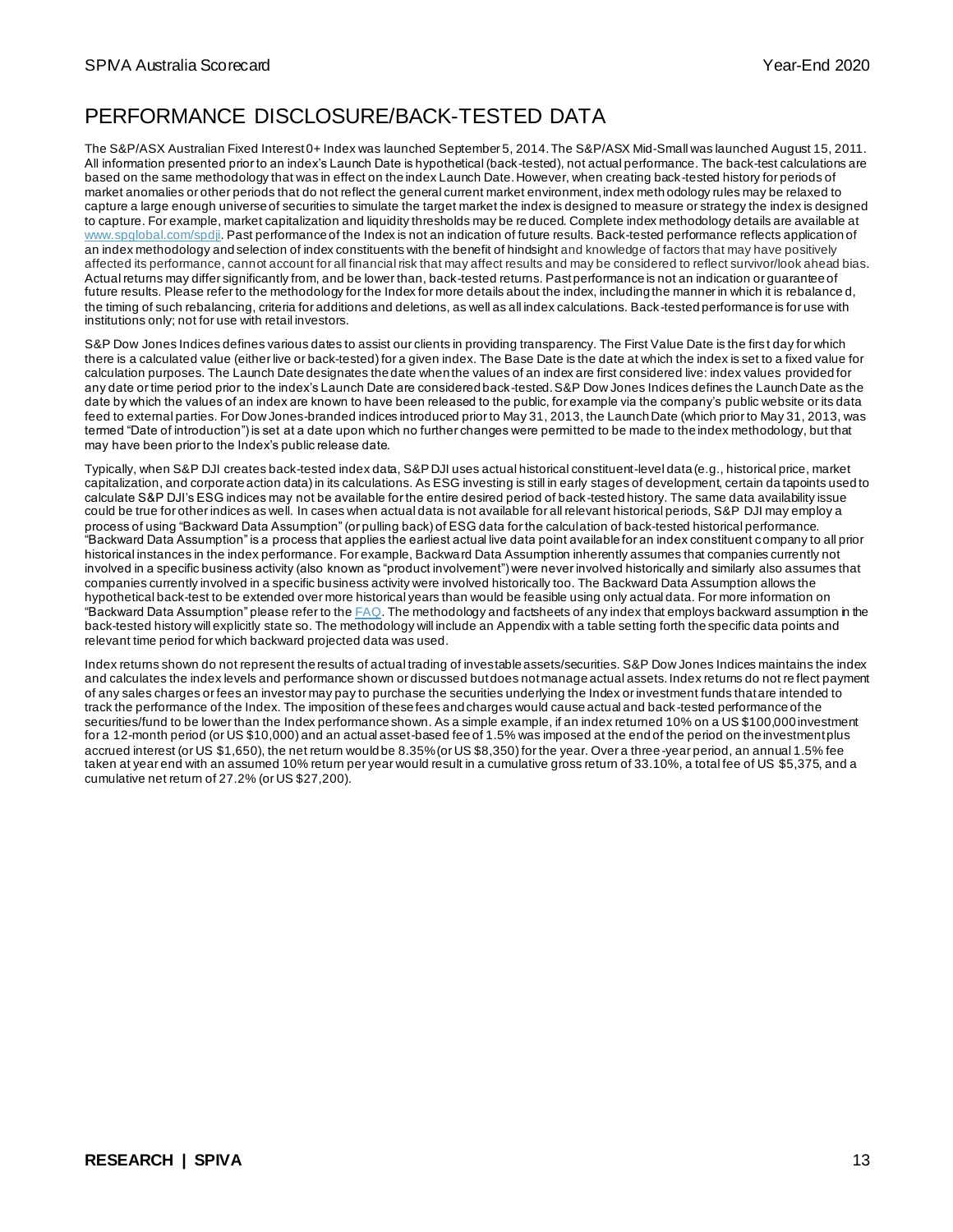# PERFORMANCE DISCLOSURE/BACK-TESTED DATA

The S&P/ASX Australian Fixed Interest 0+ Index was launched September 5, 2014. The S&P/ASX Mid-Small was launched August 15, 2011. All information presented prior to an index's Launch Date is hypothetical (back-tested), not actual performance. The back-test calculations are based on the same methodology that was in effect on the index Launch Date. However, when creating back-tested history for periods of market anomalies or other periods that do not reflect the general current market environment, index methodology rules may be relaxed to capture a large enough universe of securities to simulate the target market the index is designed to measure or strategy the index is designed to capture. For example, market capitalization and liquidity thresholds may be reduced. Complete index methodology details are available at [www.spglobal.com/spdji](www.spglobal.com/spdji). Past performance of the Index is not an indication of future results. Back-tested performance reflects application of an index methodology and selection of index constituents with the benefit of hindsight and knowledge of factors that may have positively affected its performance, cannot account for all financial risk that may affect results and may be considered to reflect survivor/look ahead bias. Actual returns may differ significantly from, and be lower than, back-tested returns. Past performance is not an indication or guarantee of future results. Please refer to the methodology for the Index for more details about the index, including the manner in which it is rebalanced, the timing of such rebalancing, criteria for additions and deletions, as well as all index calculations. Back-tested performance is for use with institutions only; not for use with retail investors.

S&P Dow Jones Indices defines various dates to assist our clients in providing transparency. The First Value Date is the first day for which there is a calculated value (either live or back-tested) for a given index. The Base Date is the date at which the index is set to a fixed value for calculation purposes. The Launch Date designates the date when the values of an index are first considered live: index values provided for any date or time period prior to the index's Launch Date are considered back-tested. S&P Dow Jones Indices defines the Launch Date as the date by which the values of an index are known to have been released to the public, for example via the company's public website or its data feed to external parties. For Dow Jones-branded indices introduced prior to May 31, 2013, the Launch Date (which prior to May 31, 2013, was termed "Date of introduction") is set at a date upon which no further changes were permitted to be made to the index methodology, but that may have been prior to the Index's public release date.

Typically, when S&P DJI creates back-tested index data, S&P DJI uses actual historical constituent-level data (e.g., historical price, market capitalization, and corporate action data) in its calculations. As ESG investing is still in early stages of development, certain datapoints used to calculate S&P DJI's ESG indices may not be available for the entire desired period of back-tested history. The same data availability issue could be true for other indices as well. In cases when actual data is not available for all relevant historical periods, S&P DJI may employ a process of using "Backward Data Assumption" (or pulling back) of ESG data for the calculation of back-tested historical performance. "Backward Data Assumption" is a process that applies the earliest actual live data point available for an index constituent company to all prior historical instances in the index performance. For example, Backward Data Assumption inherently assumes that companies currently not involved in a specific business activity (also known as "product involvement") were never involved historically and similarly also assumes that companies currently involved in a specific business activity were involved historically too. The Backward Data Assumption allows the hypothetical back-test to be extended over more historical years than would be feasible using only actual data. For more information on "Backward Data Assumption" please refer to the FAQ. The methodology and factsheets of any index that employs backward assumption in the back-tested history will explicitly state so. The methodology will include an Appendix with a table setting forth the specific data points and relevant time period for which backward projected data was used.

Index returns shown do not represent the results of actual trading of investable assets/securities. S&P Dow Jones Indices maintains the index and calculates the index levels and performance shown or discussed but does not manage actual assets. Index returns do not reflect payment of any sales charges or fees an investor may pay to purchase the securities underlying the Index or investment funds that are intended to track the performance of the Index. The imposition of these fees and charges would cause actual and back-tested performance of the securities/fund to be lower than the Index performance shown. As a simple example, if an index returned 10% on a US $100,000 investment for a 12-month period (or US $10,000) and an actual asset-based fee of 1.5% was imposed at the end of the period on the investment plus accrued interest (or US $1,650), the net return would be 8.35% (or US $8,350) for the year. Over a three-year period, an annual 1.5% fee taken at year end with an assumed 10% return per year would result in a cumulative gross return of 33.10%, a total fee of US $5,375, and a cumulative net return of 27.2% (or US $27,200).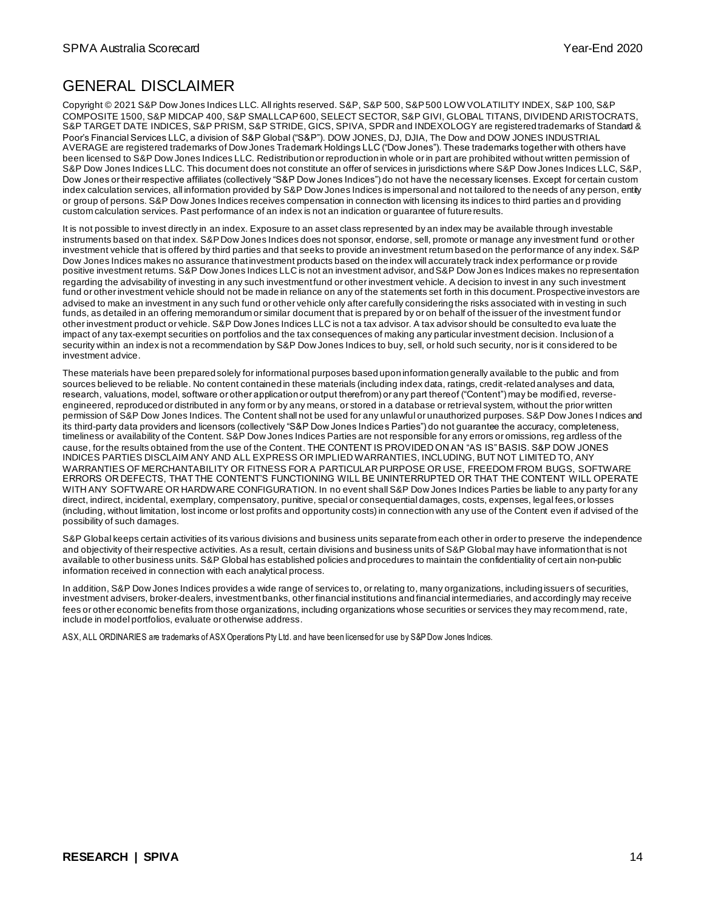## GENERAL DISCLAIMER

Copyright © 2021 S&P Dow Jones Indices LLC. All rights reserved. S&P, S&P 500, S&P 500 LOW VOLATILITY INDEX, S&P 100, S&P COMPOSITE 1500, S&P MIDCAP 400, S&P SMALLCAP 600, SELECT SECTOR, S&P GIVI, GLOBAL TITANS, DIVIDEND ARISTOCRATS, S&P TARGET DATE INDICES, S&P PRISM, S&P STRIDE, GICS, SPIVA, SPDR and INDEXOLOGY are registered trademarks of Standard & Poor's Financial Services LLC, a division of S&P Global ("S&P"). DOW JONES, DJ, DJIA, The Dow and DOW JONES INDUSTRIAL AVERAGE are registered trademarks of Dow Jones Trademark Holdings LLC ("Dow Jones"). These trademarks together with others have been licensed to S&P Dow Jones Indices LLC. Redistribution or reproduction in whole or in part are prohibited without written permission of S&P Dow Jones Indices LLC. This document does not constitute an offer of services in jurisdictions where S&P Dow Jones Indices LLC, S&P, Dow Jones or their respective affiliates (collectively "S&P Dow Jones Indices") do not have the necessary licenses. Except for certain custom index calculation services, all information provided by S&P Dow Jones Indices is impersonal and not tailored to the needs of any person, entity or group of persons. S&P Dow Jones Indices receives compensation in connection with licensing its indices to third parties and providing custom calculation services. Past performance of an index is not an indication or guarantee of future results.

It is not possible to invest directly in an index. Exposure to an asset class represented by an index may be available through investable instruments based on that index. S&P Dow Jones Indices does not sponsor, endorse, sell, promote or manage any investment fund or other investment vehicle that is offered by third parties and that seeks to provide an investment return based on the performance of any index. S&P Dow Jones Indices makes no assurance that investment products based on the index will accurately track index performance or provide positive investment returns. S&P Dow Jones Indices LLC is not an investment advisor, and S&P Dow Jones Indices makes no representation regarding the advisability of investing in any such investment fund or other investment vehicle. A decision to invest in any such investment fund or other investment vehicle should not be made in reliance on any of the statements set forth in this document. Prospective investors are advised to make an investment in any such fund or other vehicle only after carefully considering the risks associated with investing in such funds, as detailed in an offering memorandum or similar document that is prepared by or on behalf of the issuer of the investment fund or other investment product or vehicle. S&P Dow Jones Indices LLC is not a tax advisor. A tax advisor should be consulted to evaluate the impact of any tax-exempt securities on portfolios and the tax consequences of making any particular investment decision. Inclusion of a security within an index is not a recommendation by S&P Dow Jones Indices to buy, sell, or hold such security, nor is it considered to be investment advice.

These materials have been prepared solely for informational purposes based upon information generally available to the public and from sources believed to be reliable. No content contained in these materials (including index data, ratings, credit-related analyses and data, research, valuations, model, software or other application or output therefrom) or any part thereof ("Content") may be modified, reverse-engineered, reproduced or distributed in any form or by any means, or stored in a database or retrieval system, without the prior written permission of S&P Dow Jones Indices. The Content shall not be used for any unlawful or unauthorized purposes. S&P Dow Jones Indices and its third-party data providers and licensors (collectively "S&P Dow Jones Indices Parties") do not guarantee the accuracy, completeness, timeliness or availability of the Content. S&P Dow Jones Indices Parties are not responsible for any errors or omissions, regardless of the cause, for the results obtained from the use of the Content. THE CONTENT IS PROVIDED ON AN "AS IS" BASIS. S&P DOW JONES INDICES PARTIES DISCLAIM ANY AND ALL EXPRESS OR IMPLIED WARRANTIES, INCLUDING, BUT NOT LIMITED TO, ANY WARRANTIES OF MERCHANTABILITY OR FITNESS FOR A PARTICULAR PURPOSE OR USE, FREEDOM FROM BUGS, SOFTWARE ERRORS OR DEFECTS, THAT THE CONTENT'S FUNCTIONING WILL BE UNINTERRUPTED OR THAT THE CONTENT WILL OPERATE WITH ANY SOFTWARE OR HARDWARE CONFIGURATION. In no event shall S&P Dow Jones Indices Parties be liable to any party for any direct, indirect, incidental, exemplary, compensatory, punitive, special or consequential damages, costs, expenses, legal fees, or losses (including, without limitation, lost income or lost profits and opportunity costs) in connection with any use of the Content even if advised of the possibility of such damages.

S&P Global keeps certain activities of its various divisions and business units separate from each other in order to preserve the independence and objectivity of their respective activities. As a result, certain divisions and business units of S&P Global may have information that is not available to other business units. S&P Global has established policies and procedures to maintain the confidentiality of certain non-public information received in connection with each analytical process.

In addition, S&P Dow Jones Indices provides a wide range of services to, or relating to, many organizations, including issuers of securities, investment advisers, broker-dealers, investment banks, other financial institutions and financial intermediaries, and accordingly may receive fees or other economic benefits from those organizations, including organizations whose securities or services they may recommend, rate, include in model portfolios, evaluate or otherwise address.

ASX, ALL ORDINARIES are trademarks of ASX Operations Pty Ltd. and have been licensed for use by S&P Dow Jones Indices.